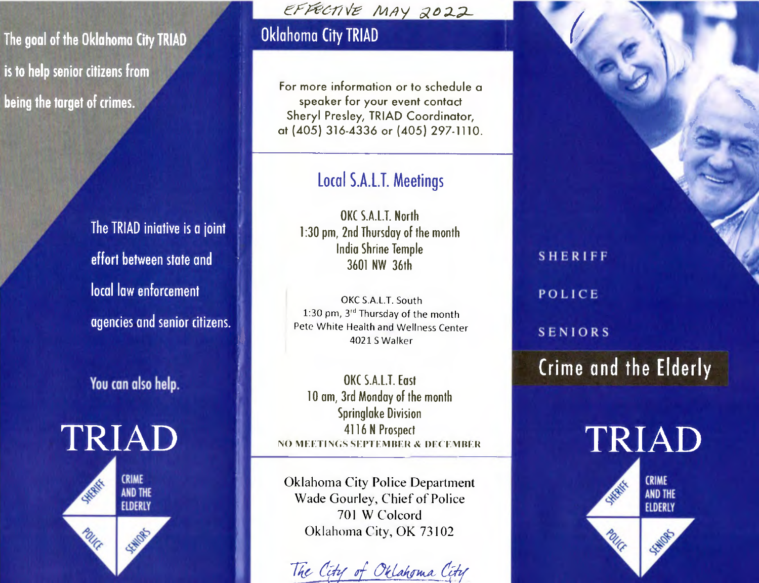The goal of the Oklahoma City TRIAD is to help senior citizens from being the target of crimes.

The TRIAD iniative is a joint effort between state and local law enforcement agencies and senior citizens.

You can also help.

TRIAD

SHERIFF
CRIME AND THE ELDERLY
POLICE
SENIORS

EFFECTIVE MAY 2022

## Oklahoma City TRIAD

For more information or to schedule a speaker for your event contact Sheryl Presley, TRIAD Coordinator, at (405) 316-4336 or (405) 297-1110.

## Local S.A.L.T. Meetings

OKC S.A.L.T. North
1:30 pm, 2nd Thursday of the month
India Shrine Temple
3601 NW 36th

OKC S.A.L.T. South
1:30 pm, 3rd Thursday of the month
Pete White Health and Wellness Center
4021 S Walker

OKC S.A.L.T. East
10 am, 3rd Monday of the month
Springlake Division
4116 N Prospect

NO MEETINGS SEPTEMBER & DECEMBER

Oklahoma City Police Department
Wade Gourley, Chief of Police
701 W Colcord
Oklahoma City, OK 73102

*The City of Oklahoma City*

SHERIFF

POLICE

SENIORS

# Crime and the Elderly

TRIAD

SHERIFF
CRIME AND THE ELDERLY
POLICE
SENIORS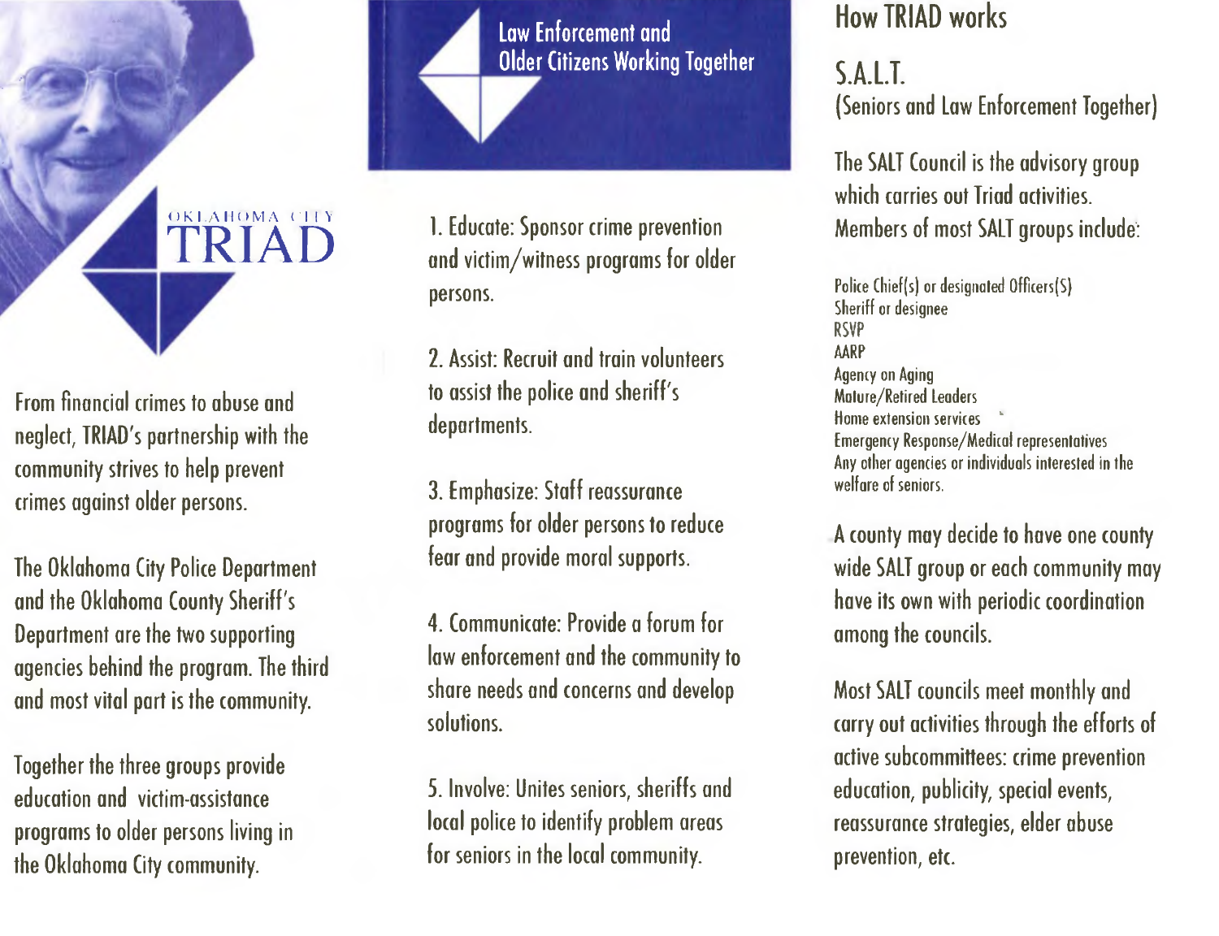OKLAHOMA CITY

# TRIAD

From financial crimes to abuse and neglect, TRIAD's partnership with the community strives to help prevent crimes against older persons.

The Oklahoma City Police Department and the Oklahoma County Sheriff's Department are the two supporting agencies behind the program. The third and most vital part is the community.

Together the three groups provide education and victim-assistance programs to older persons living in the Oklahoma City community.

## Law Enforcement and Older Citizens Working Together

1. Educate: Sponsor crime prevention and victim/witness programs for older persons.

2. Assist: Recruit and train volunteers to assist the police and sheriff's departments.

3. Emphasize: Staff reassurance programs for older persons to reduce fear and provide moral supports.

4. Communicate: Provide a forum for law enforcement and the community to share needs and concerns and develop solutions.

5. Involve: Unites seniors, sheriffs and local police to identify problem areas for seniors in the local community.

## How TRIAD works

## S.A.L.T.

(Seniors and Law Enforcement Together)

The SALT Council is the advisory group which carries out Triad activities. Members of most SALT groups include:

Police Chief(s) or designated Officers(S)
Sheriff or designee
RSVP
AARP
Agency on Aging
Mature/Retired Leaders
Home extension services
Emergency Response/Medical representatives
Any other agencies or individuals interested in the welfare of seniors.

A county may decide to have one county wide SALT group or each community may have its own with periodic coordination among the councils.

Most SALT councils meet monthly and carry out activities through the efforts of active subcommittees: crime prevention education, publicity, special events, reassurance strategies, elder abuse prevention, etc.